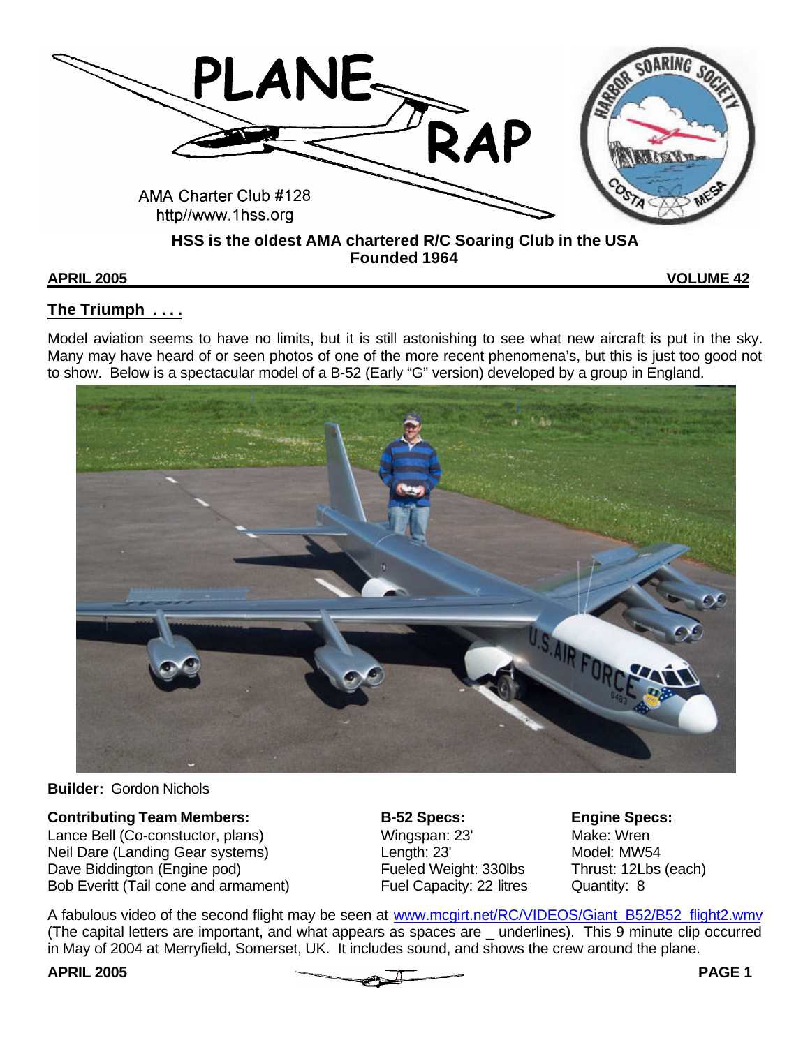# PLANE RAP

AMA Charter Club #128
http//www.1hss.org

**HSS is the oldest AMA chartered R/C Soaring Club in the USA**
**Founded 1964**

**APRIL 2005** **VOLUME 42**

## The Triumph . . . .

Model aviation seems to have no limits, but it is still astonishing to see what new aircraft is put in the sky. Many may have heard of or seen photos of one of the more recent phenomena's, but this is just too good not to show. Below is a spectacular model of a B-52 (Early "G" version) developed by a group in England.

**Builder:** Gordon Nichols

**Contributing Team Members:**
Lance Bell (Co-constuctor, plans)
Neil Dare (Landing Gear systems)
Dave Biddington (Engine pod)
Bob Everitt (Tail cone and armament)

**B-52 Specs:**
Wingspan: 23'
Length: 23'
Fueled Weight: 330lbs
Fuel Capacity: 22 litres

**Engine Specs:**
Make: Wren
Model: MW54
Thrust: 12Lbs (each)
Quantity: 8

A fabulous video of the second flight may be seen at www.mcgirt.net/RC/VIDEOS/Giant_B52/B52_flight2.wmv (The capital letters are important, and what appears as spaces are _ underlines). This 9 minute clip occurred in May of 2004 at Merryfield, Somerset, UK. It includes sound, and shows the crew around the plane.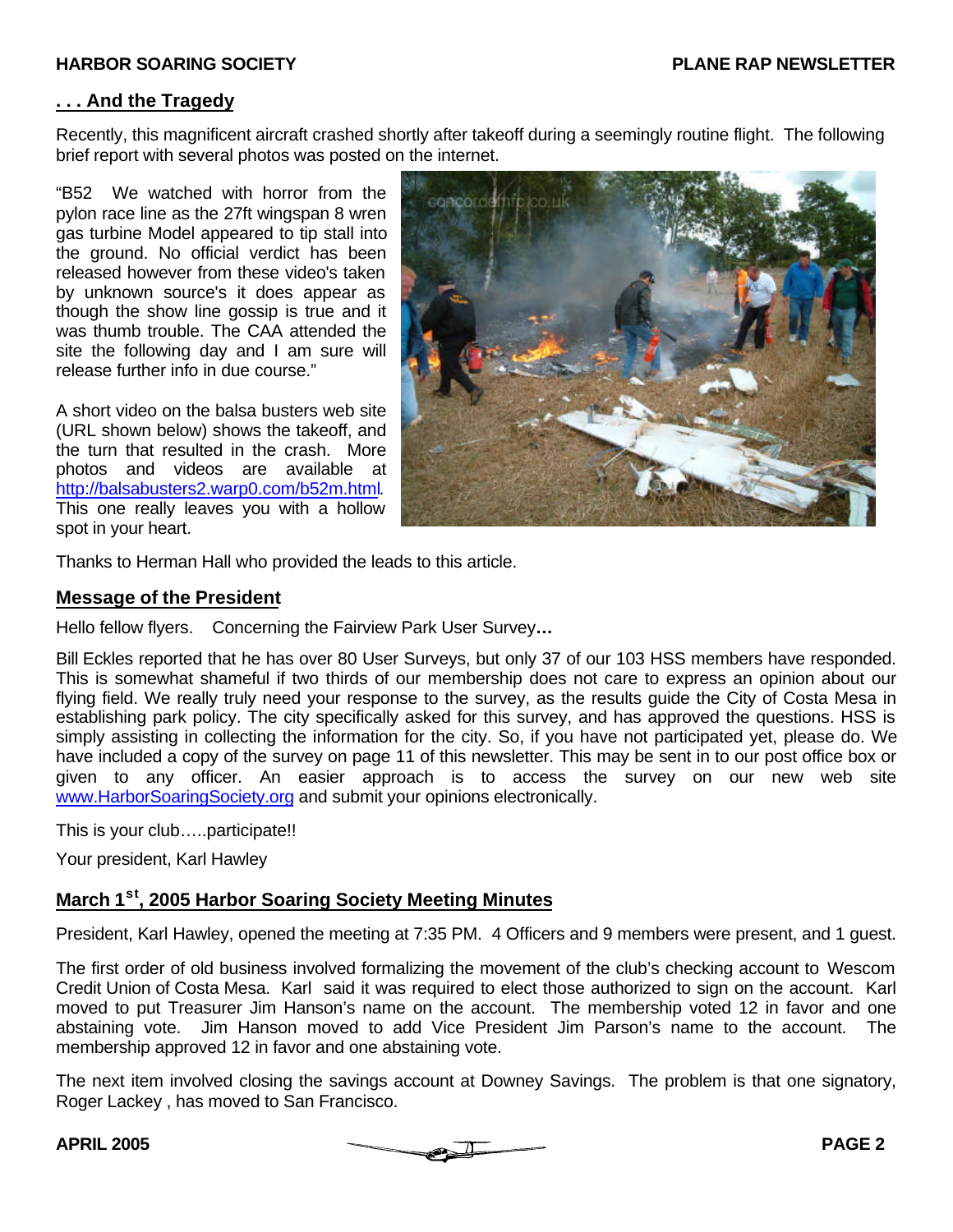## . . . And the Tragedy

Recently, this magnificent aircraft crashed shortly after takeoff during a seemingly routine flight. The following brief report with several photos was posted on the internet.

"B52 We watched with horror from the pylon race line as the 27ft wingspan 8 wren gas turbine Model appeared to tip stall into the ground. No official verdict has been released however from these video's taken by unknown source's it does appear as though the show line gossip is true and it was thumb trouble. The CAA attended the site the following day and I am sure will release further info in due course."

A short video on the balsa busters web site (URL shown below) shows the takeoff, and the turn that resulted in the crash. More photos and videos are available at http://balsabusters2.warp0.com/b52m.html. This one really leaves you with a hollow spot in your heart.

Thanks to Herman Hall who provided the leads to this article.

## Message of the President

Hello fellow flyers. Concerning the Fairview Park User Survey**…**

Bill Eckles reported that he has over 80 User Surveys, but only 37 of our 103 HSS members have responded. This is somewhat shameful if two thirds of our membership does not care to express an opinion about our flying field. We really truly need your response to the survey, as the results guide the City of Costa Mesa in establishing park policy. The city specifically asked for this survey, and has approved the questions. HSS is simply assisting in collecting the information for the city. So, if you have not participated yet, please do. We have included a copy of the survey on page 11 of this newsletter. This may be sent in to our post office box or given to any officer. An easier approach is to access the survey on our new web site www.HarborSoaringSociety.org and submit your opinions electronically.

This is your club…..participate!!

Your president, Karl Hawley

## March 1st, 2005 Harbor Soaring Society Meeting Minutes

President, Karl Hawley, opened the meeting at 7:35 PM. 4 Officers and 9 members were present, and 1 guest.

The first order of old business involved formalizing the movement of the club's checking account to Wescom Credit Union of Costa Mesa. Karl said it was required to elect those authorized to sign on the account. Karl moved to put Treasurer Jim Hanson's name on the account. The membership voted 12 in favor and one abstaining vote. Jim Hanson moved to add Vice President Jim Parson's name to the account. The membership approved 12 in favor and one abstaining vote.

The next item involved closing the savings account at Downey Savings. The problem is that one signatory, Roger Lackey , has moved to San Francisco.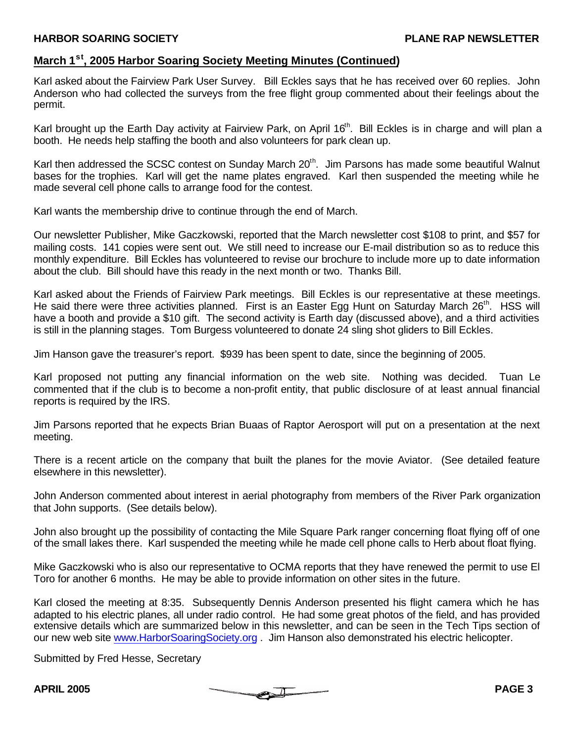## March 1st, 2005 Harbor Soaring Society Meeting Minutes (Continued)

Karl asked about the Fairview Park User Survey. Bill Eckles says that he has received over 60 replies. John Anderson who had collected the surveys from the free flight group commented about their feelings about the permit.

Karl brought up the Earth Day activity at Fairview Park, on April 16th. Bill Eckles is in charge and will plan a booth. He needs help staffing the booth and also volunteers for park clean up.

Karl then addressed the SCSC contest on Sunday March 20th. Jim Parsons has made some beautiful Walnut bases for the trophies. Karl will get the name plates engraved. Karl then suspended the meeting while he made several cell phone calls to arrange food for the contest.

Karl wants the membership drive to continue through the end of March.

Our newsletter Publisher, Mike Gaczkowski, reported that the March newsletter cost $108 to print, and $57 for mailing costs. 141 copies were sent out. We still need to increase our E-mail distribution so as to reduce this monthly expenditure. Bill Eckles has volunteered to revise our brochure to include more up to date information about the club. Bill should have this ready in the next month or two. Thanks Bill.

Karl asked about the Friends of Fairview Park meetings. Bill Eckles is our representative at these meetings. He said there were three activities planned. First is an Easter Egg Hunt on Saturday March 26th. HSS will have a booth and provide a $10 gift. The second activity is Earth day (discussed above), and a third activities is still in the planning stages. Tom Burgess volunteered to donate 24 sling shot gliders to Bill Eckles.

Jim Hanson gave the treasurer's report. $939 has been spent to date, since the beginning of 2005.

Karl proposed not putting any financial information on the web site. Nothing was decided. Tuan Le commented that if the club is to become a non-profit entity, that public disclosure of at least annual financial reports is required by the IRS.

Jim Parsons reported that he expects Brian Buaas of Raptor Aerosport will put on a presentation at the next meeting.

There is a recent article on the company that built the planes for the movie Aviator. (See detailed feature elsewhere in this newsletter).

John Anderson commented about interest in aerial photography from members of the River Park organization that John supports. (See details below).

John also brought up the possibility of contacting the Mile Square Park ranger concerning float flying off of one of the small lakes there. Karl suspended the meeting while he made cell phone calls to Herb about float flying.

Mike Gaczkowski who is also our representative to OCMA reports that they have renewed the permit to use El Toro for another 6 months. He may be able to provide information on other sites in the future.

Karl closed the meeting at 8:35. Subsequently Dennis Anderson presented his flight camera which he has adapted to his electric planes, all under radio control. He had some great photos of the field, and has provided extensive details which are summarized below in this newsletter, and can be seen in the Tech Tips section of our new web site www.HarborSoaringSociety.org . Jim Hanson also demonstrated his electric helicopter.

Submitted by Fred Hesse, Secretary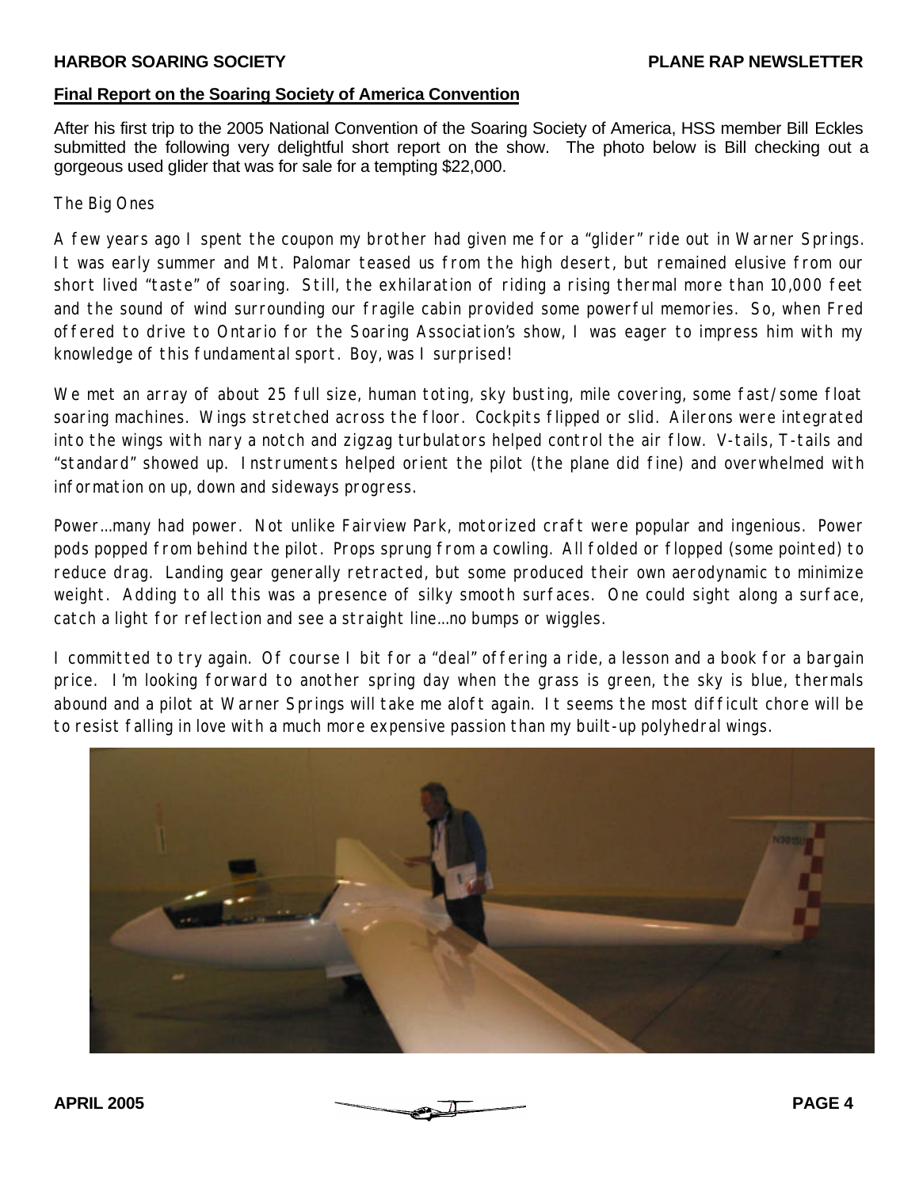## Final Report on the Soaring Society of America Convention

After his first trip to the 2005 National Convention of the Soaring Society of America, HSS member Bill Eckles submitted the following very delightful short report on the show. The photo below is Bill checking out a gorgeous used glider that was for sale for a tempting $22,000.

### The Big Ones

A few years ago I spent the coupon my brother had given me for a "glider" ride out in Warner Springs. It was early summer and Mt. Palomar teased us from the high desert, but remained elusive from our short lived "taste" of soaring. Still, the exhilaration of riding a rising thermal more than 10,000 feet and the sound of wind surrounding our fragile cabin provided some powerful memories. So, when Fred offered to drive to Ontario for the Soaring Association's show, I was eager to impress him with my knowledge of this fundamental sport. Boy, was I surprised!

We met an array of about 25 full size, human toting, sky busting, mile covering, some fast/some float soaring machines. Wings stretched across the floor. Cockpits flipped or slid. Ailerons were integrated into the wings with nary a notch and zigzag turbulators helped control the air flow. V-tails, T-tails and "standard" showed up. Instruments helped orient the pilot (the plane did fine) and overwhelmed with information on up, down and sideways progress.

Power…many had power. Not unlike Fairview Park, motorized craft were popular and ingenious. Power pods popped from behind the pilot. Props sprung from a cowling. All folded or flopped (some pointed) to reduce drag. Landing gear generally retracted, but some produced their own aerodynamic to minimize weight. Adding to all this was a presence of silky smooth surfaces. One could sight along a surface, catch a light for reflection and see a straight line…no bumps or wiggles.

I committed to try again. Of course I bit for a "deal" offering a ride, a lesson and a book for a bargain price. I'm looking forward to another spring day when the grass is green, the sky is blue, thermals abound and a pilot at Warner Springs will take me aloft again. It seems the most difficult chore will be to resist falling in love with a much more expensive passion than my built-up polyhedral wings.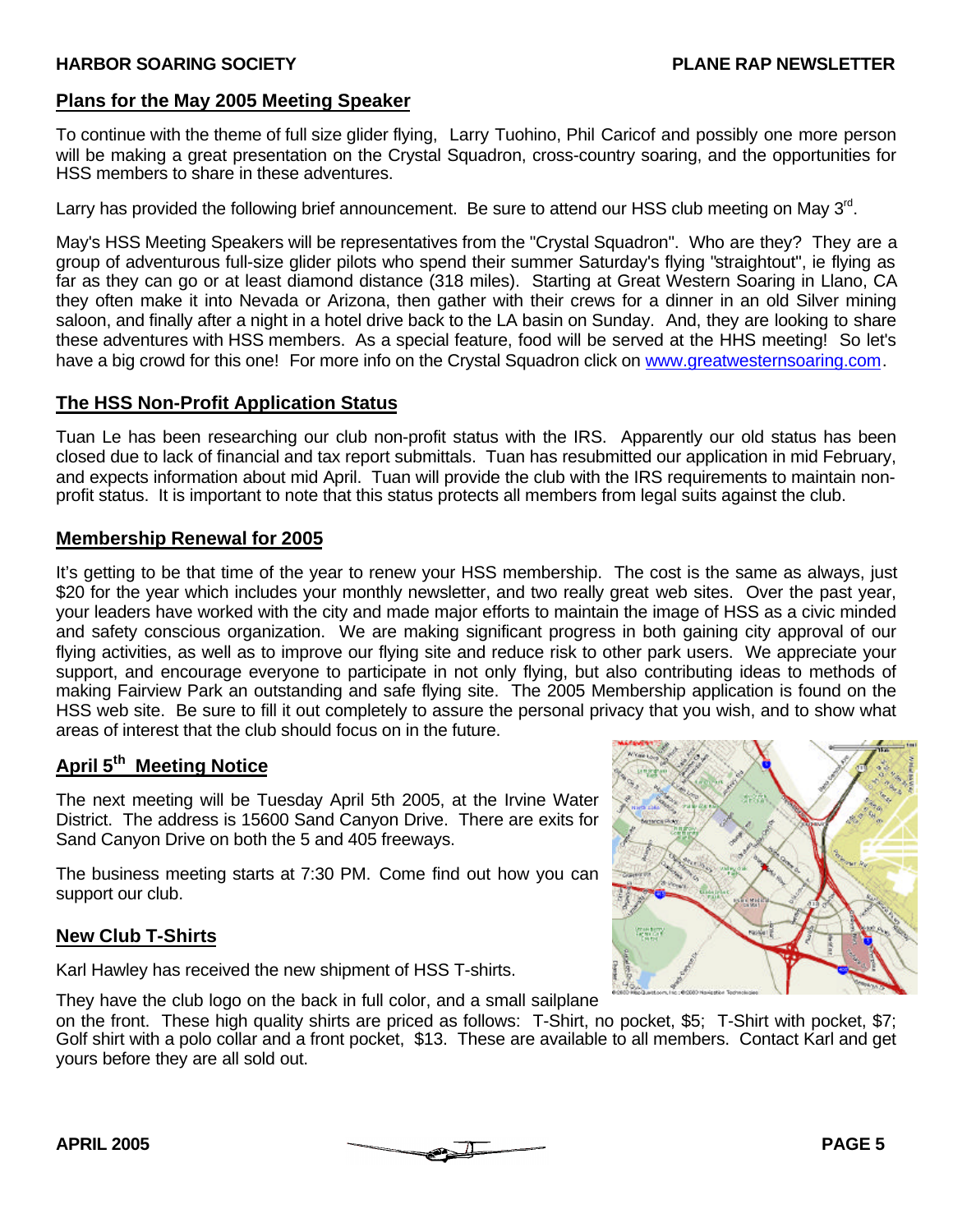## Plans for the May 2005 Meeting Speaker

To continue with the theme of full size glider flying, Larry Tuohino, Phil Caricof and possibly one more person will be making a great presentation on the Crystal Squadron, cross-country soaring, and the opportunities for HSS members to share in these adventures.

Larry has provided the following brief announcement. Be sure to attend our HSS club meeting on May 3rd.

May's HSS Meeting Speakers will be representatives from the "Crystal Squadron". Who are they? They are a group of adventurous full-size glider pilots who spend their summer Saturday's flying "straightout", ie flying as far as they can go or at least diamond distance (318 miles). Starting at Great Western Soaring in Llano, CA they often make it into Nevada or Arizona, then gather with their crews for a dinner in an old Silver mining saloon, and finally after a night in a hotel drive back to the LA basin on Sunday. And, they are looking to share these adventures with HSS members. As a special feature, food will be served at the HHS meeting! So let's have a big crowd for this one! For more info on the Crystal Squadron click on www.greatwesternsoaring.com.

## The HSS Non-Profit Application Status

Tuan Le has been researching our club non-profit status with the IRS. Apparently our old status has been closed due to lack of financial and tax report submittals. Tuan has resubmitted our application in mid February, and expects information about mid April. Tuan will provide the club with the IRS requirements to maintain non-profit status. It is important to note that this status protects all members from legal suits against the club.

## Membership Renewal for 2005

It's getting to be that time of the year to renew your HSS membership. The cost is the same as always, just $20 for the year which includes your monthly newsletter, and two really great web sites. Over the past year, your leaders have worked with the city and made major efforts to maintain the image of HSS as a civic minded and safety conscious organization. We are making significant progress in both gaining city approval of our flying activities, as well as to improve our flying site and reduce risk to other park users. We appreciate your support, and encourage everyone to participate in not only flying, but also contributing ideas to methods of making Fairview Park an outstanding and safe flying site. The 2005 Membership application is found on the HSS web site. Be sure to fill it out completely to assure the personal privacy that you wish, and to show what areas of interest that the club should focus on in the future.

## April 5th Meeting Notice

The next meeting will be Tuesday April 5th 2005, at the Irvine Water District. The address is 15600 Sand Canyon Drive. There are exits for Sand Canyon Drive on both the 5 and 405 freeways.

The business meeting starts at 7:30 PM. Come find out how you can support our club.

## New Club T-Shirts

Karl Hawley has received the new shipment of HSS T-shirts.

They have the club logo on the back in full color, and a small sailplane on the front. These high quality shirts are priced as follows: T-Shirt, no pocket, $5; T-Shirt with pocket, $7; Golf shirt with a polo collar and a front pocket, $13. These are available to all members. Contact Karl and get yours before they are all sold out.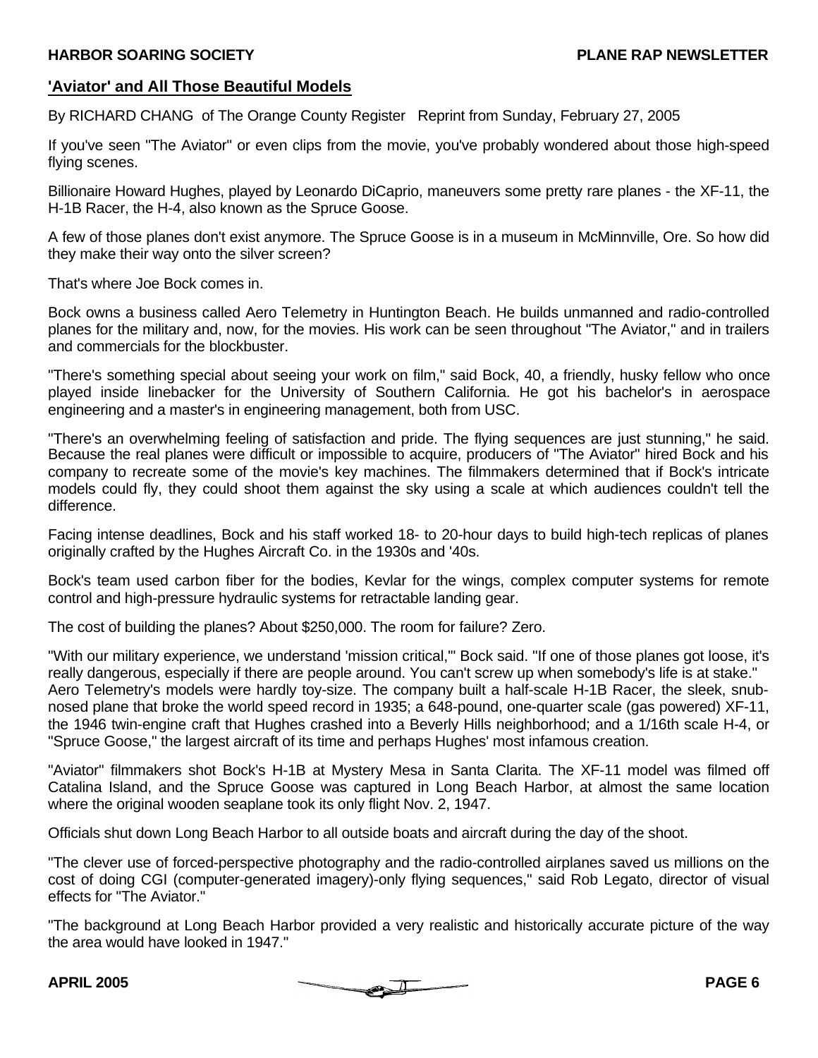## 'Aviator' and All Those Beautiful Models

By RICHARD CHANG of The Orange County Register Reprint from Sunday, February 27, 2005

If you've seen "The Aviator" or even clips from the movie, you've probably wondered about those high-speed flying scenes.

Billionaire Howard Hughes, played by Leonardo DiCaprio, maneuvers some pretty rare planes - the XF-11, the H-1B Racer, the H-4, also known as the Spruce Goose.

A few of those planes don't exist anymore. The Spruce Goose is in a museum in McMinnville, Ore. So how did they make their way onto the silver screen?

That's where Joe Bock comes in.

Bock owns a business called Aero Telemetry in Huntington Beach. He builds unmanned and radio-controlled planes for the military and, now, for the movies. His work can be seen throughout "The Aviator," and in trailers and commercials for the blockbuster.

"There's something special about seeing your work on film," said Bock, 40, a friendly, husky fellow who once played inside linebacker for the University of Southern California. He got his bachelor's in aerospace engineering and a master's in engineering management, both from USC.

"There's an overwhelming feeling of satisfaction and pride. The flying sequences are just stunning," he said. Because the real planes were difficult or impossible to acquire, producers of "The Aviator" hired Bock and his company to recreate some of the movie's key machines. The filmmakers determined that if Bock's intricate models could fly, they could shoot them against the sky using a scale at which audiences couldn't tell the difference.

Facing intense deadlines, Bock and his staff worked 18- to 20-hour days to build high-tech replicas of planes originally crafted by the Hughes Aircraft Co. in the 1930s and '40s.

Bock's team used carbon fiber for the bodies, Kevlar for the wings, complex computer systems for remote control and high-pressure hydraulic systems for retractable landing gear.

The cost of building the planes? About $250,000. The room for failure? Zero.

"With our military experience, we understand 'mission critical,'" Bock said. "If one of those planes got loose, it's really dangerous, especially if there are people around. You can't screw up when somebody's life is at stake." Aero Telemetry's models were hardly toy-size. The company built a half-scale H-1B Racer, the sleek, snub-nosed plane that broke the world speed record in 1935; a 648-pound, one-quarter scale (gas powered) XF-11, the 1946 twin-engine craft that Hughes crashed into a Beverly Hills neighborhood; and a 1/16th scale H-4, or "Spruce Goose," the largest aircraft of its time and perhaps Hughes' most infamous creation.

"Aviator" filmmakers shot Bock's H-1B at Mystery Mesa in Santa Clarita. The XF-11 model was filmed off Catalina Island, and the Spruce Goose was captured in Long Beach Harbor, at almost the same location where the original wooden seaplane took its only flight Nov. 2, 1947.

Officials shut down Long Beach Harbor to all outside boats and aircraft during the day of the shoot.

"The clever use of forced-perspective photography and the radio-controlled airplanes saved us millions on the cost of doing CGI (computer-generated imagery)-only flying sequences," said Rob Legato, director of visual effects for "The Aviator."

"The background at Long Beach Harbor provided a very realistic and historically accurate picture of the way the area would have looked in 1947."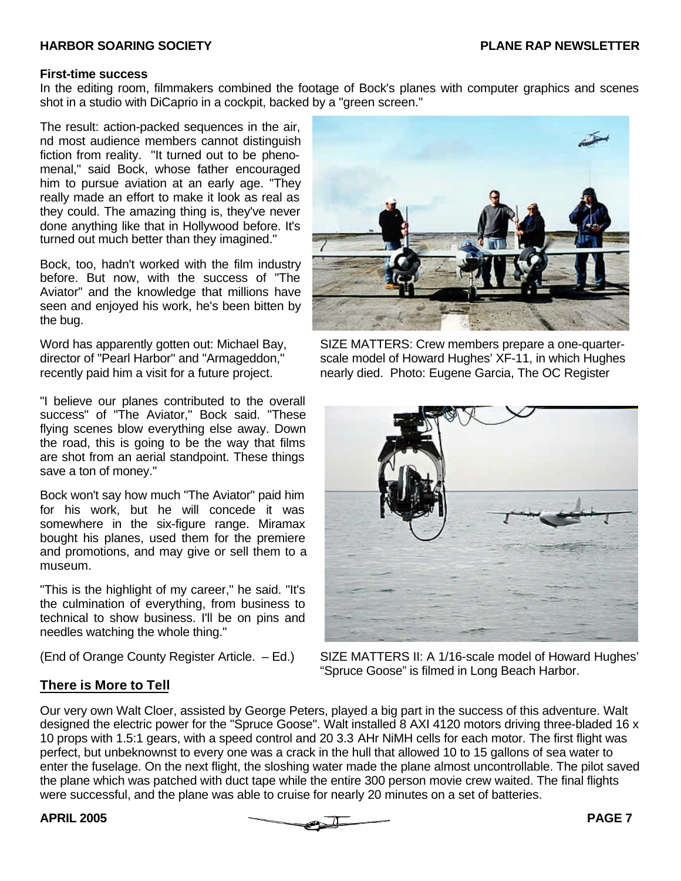### First-time success

In the editing room, filmmakers combined the footage of Bock's planes with computer graphics and scenes shot in a studio with DiCaprio in a cockpit, backed by a "green screen."

The result: action-packed sequences in the air, nd most audience members cannot distinguish fiction from reality. "It turned out to be phenomenal," said Bock, whose father encouraged him to pursue aviation at an early age. "They really made an effort to make it look as real as they could. The amazing thing is, they've never done anything like that in Hollywood before. It's turned out much better than they imagined."

Bock, too, hadn't worked with the film industry before. But now, with the success of "The Aviator" and the knowledge that millions have seen and enjoyed his work, he's been bitten by the bug.

Word has apparently gotten out: Michael Bay, director of "Pearl Harbor" and "Armageddon," recently paid him a visit for a future project.

"I believe our planes contributed to the overall success" of "The Aviator," Bock said. "These flying scenes blow everything else away. Down the road, this is going to be the way that films are shot from an aerial standpoint. These things save a ton of money."

Bock won't say how much "The Aviator" paid him for his work, but he will concede it was somewhere in the six-figure range. Miramax bought his planes, used them for the premiere and promotions, and may give or sell them to a museum.

"This is the highlight of my career," he said. "It's the culmination of everything, from business to technical to show business. I'll be on pins and needles watching the whole thing."

(End of Orange County Register Article. – Ed.)

SIZE MATTERS: Crew members prepare a one-quarter-scale model of Howard Hughes' XF-11, in which Hughes nearly died. Photo: Eugene Garcia, The OC Register

SIZE MATTERS II: A 1/16-scale model of Howard Hughes' "Spruce Goose" is filmed in Long Beach Harbor.

## There is More to Tell

Our very own Walt Cloer, assisted by George Peters, played a big part in the success of this adventure. Walt designed the electric power for the "Spruce Goose". Walt installed 8 AXI 4120 motors driving three-bladed 16 x 10 props with 1.5:1 gears, with a speed control and 20 3.3 AHr NiMH cells for each motor. The first flight was perfect, but unbeknownst to every one was a crack in the hull that allowed 10 to 15 gallons of sea water to enter the fuselage. On the next flight, the sloshing water made the plane almost uncontrollable. The pilot saved the plane which was patched with duct tape while the entire 300 person movie crew waited. The final flights were successful, and the plane was able to cruise for nearly 20 minutes on a set of batteries.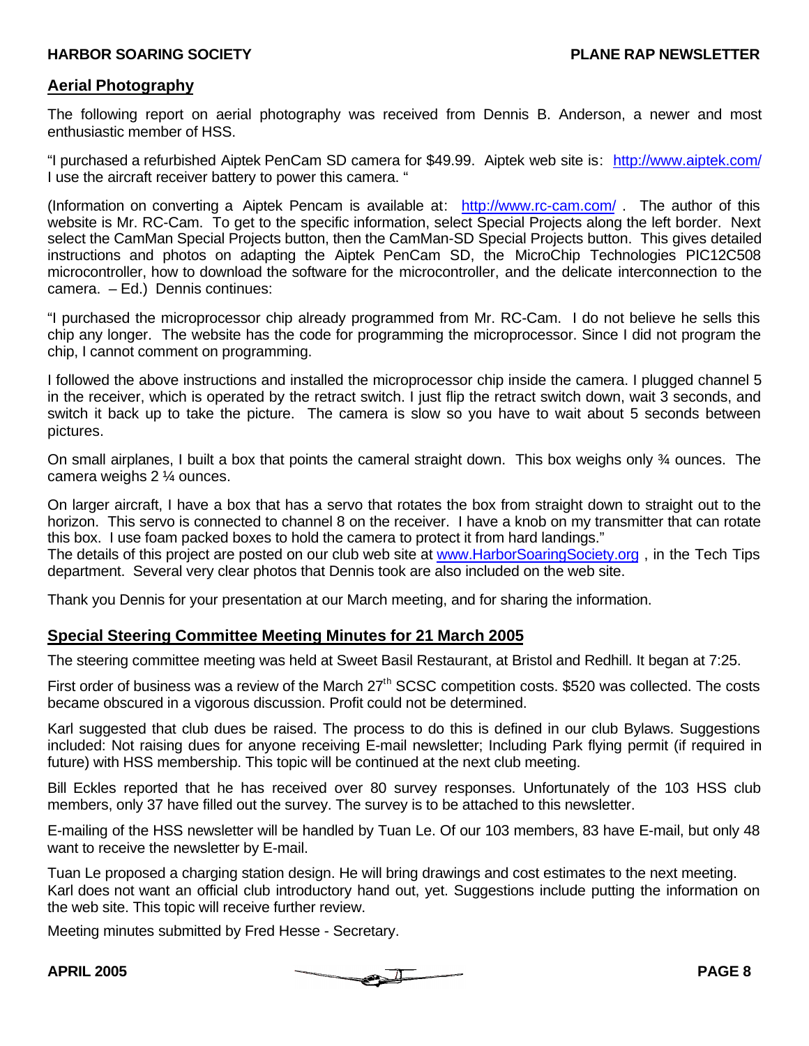## Aerial Photography

The following report on aerial photography was received from Dennis B. Anderson, a newer and most enthusiastic member of HSS.

"I purchased a refurbished Aiptek PenCam SD camera for $49.99. Aiptek web site is: http://www.aiptek.com/ I use the aircraft receiver battery to power this camera. "

(Information on converting a Aiptek Pencam is available at: http://www.rc-cam.com/ . The author of this website is Mr. RC-Cam. To get to the specific information, select Special Projects along the left border. Next select the CamMan Special Projects button, then the CamMan-SD Special Projects button. This gives detailed instructions and photos on adapting the Aiptek PenCam SD, the MicroChip Technologies PIC12C508 microcontroller, how to download the software for the microcontroller, and the delicate interconnection to the camera. – Ed.) Dennis continues:

"I purchased the microprocessor chip already programmed from Mr. RC-Cam. I do not believe he sells this chip any longer. The website has the code for programming the microprocessor. Since I did not program the chip, I cannot comment on programming.

I followed the above instructions and installed the microprocessor chip inside the camera. I plugged channel 5 in the receiver, which is operated by the retract switch. I just flip the retract switch down, wait 3 seconds, and switch it back up to take the picture. The camera is slow so you have to wait about 5 seconds between pictures.

On small airplanes, I built a box that points the cameral straight down. This box weighs only ¾ ounces. The camera weighs 2 ¼ ounces.

On larger aircraft, I have a box that has a servo that rotates the box from straight down to straight out to the horizon. This servo is connected to channel 8 on the receiver. I have a knob on my transmitter that can rotate this box. I use foam packed boxes to hold the camera to protect it from hard landings."

The details of this project are posted on our club web site at www.HarborSoaringSociety.org , in the Tech Tips department. Several very clear photos that Dennis took are also included on the web site.

Thank you Dennis for your presentation at our March meeting, and for sharing the information.

## Special Steering Committee Meeting Minutes for 21 March 2005

The steering committee meeting was held at Sweet Basil Restaurant, at Bristol and Redhill. It began at 7:25.

First order of business was a review of the March 27th SCSC competition costs. $520 was collected. The costs became obscured in a vigorous discussion. Profit could not be determined.

Karl suggested that club dues be raised. The process to do this is defined in our club Bylaws. Suggestions included: Not raising dues for anyone receiving E-mail newsletter; Including Park flying permit (if required in future) with HSS membership. This topic will be continued at the next club meeting.

Bill Eckles reported that he has received over 80 survey responses. Unfortunately of the 103 HSS club members, only 37 have filled out the survey. The survey is to be attached to this newsletter.

E-mailing of the HSS newsletter will be handled by Tuan Le. Of our 103 members, 83 have E-mail, but only 48 want to receive the newsletter by E-mail.

Tuan Le proposed a charging station design. He will bring drawings and cost estimates to the next meeting.
Karl does not want an official club introductory hand out, yet. Suggestions include putting the information on the web site. This topic will receive further review.

Meeting minutes submitted by Fred Hesse - Secretary.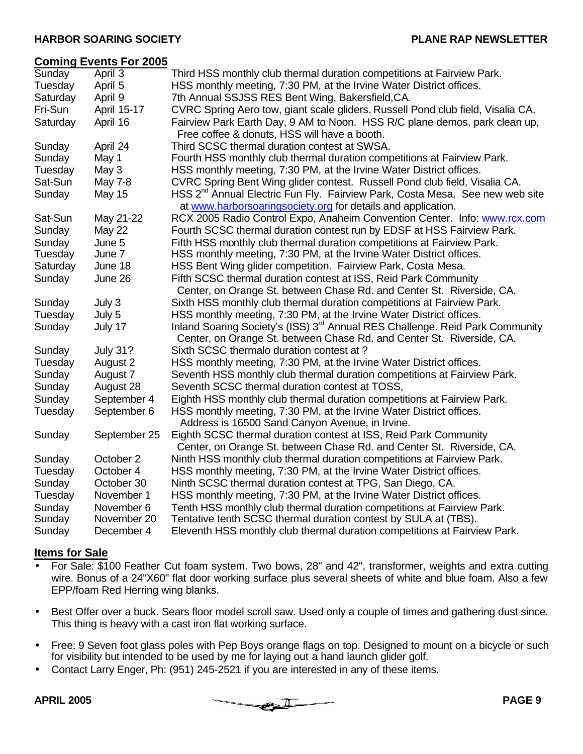## Coming Events For 2005

| | | |
|---|---|---|
| Sunday | April 3 | Third HSS monthly club thermal duration competitions at Fairview Park. |
| Tuesday | April 5 | HSS monthly meeting, 7:30 PM, at the Irvine Water District offices. |
| Saturday | April 9 | 7th Annual SSJSS RES Bent Wing, Bakersfield,CA. |
| Fri-Sun | April 15-17 | CVRC Spring Aero tow, giant scale gliders. Russell Pond club field, Visalia CA. |
| Saturday | April 16 | Fairview Park Earth Day, 9 AM to Noon. HSS R/C plane demos, park clean up, Free coffee & donuts, HSS will have a booth. |
| Sunday | April 24 | Third SCSC thermal duration contest at SWSA. |
| Sunday | May 1 | Fourth HSS monthly club thermal duration competitions at Fairview Park. |
| Tuesday | May 3 | HSS monthly meeting, 7:30 PM, at the Irvine Water District offices. |
| Sat-Sun | May 7-8 | CVRC Spring Bent Wing glider contest. Russell Pond club field, Visalia CA. |
| Sunday | May 15 | HSS 2nd Annual Electric Fun Fly. Fairview Park, Costa Mesa. See new web site at www.harborsoaringsociety.org for details and application. |
| Sat-Sun | May 21-22 | RCX 2005 Radio Control Expo, Anaheim Convention Center. Info: www.rcx.com |
| Sunday | May 22 | Fourth SCSC thermal duration contest run by EDSF at HSS Fairview Park. |
| Sunday | June 5 | Fifth HSS monthly club thermal duration competitions at Fairview Park. |
| Tuesday | June 7 | HSS monthly meeting, 7:30 PM, at the Irvine Water District offices. |
| Saturday | June 18 | HSS Bent Wing glider competition. Fairview Park, Costa Mesa. |
| Sunday | June 26 | Fifth SCSC thermal duration contest at ISS, Reid Park Community Center, on Orange St. between Chase Rd. and Center St. Riverside, CA. |
| Sunday | July 3 | Sixth HSS monthly club thermal duration competitions at Fairview Park. |
| Tuesday | July 5 | HSS monthly meeting, 7:30 PM, at the Irvine Water District offices. |
| Sunday | July 17 | Inland Soaring Society's (ISS) 3rd Annual RES Challenge. Reid Park Community Center, on Orange St. between Chase Rd. and Center St. Riverside, CA. |
| Sunday | July 31? | Sixth SCSC thermalo duration contest at ? |
| Tuesday | August 2 | HSS monthly meeting, 7:30 PM, at the Irvine Water District offices. |
| Sunday | August 7 | Seventh HSS monthly club thermal duration competitions at Fairview Park. |
| Sunday | August 28 | Seventh SCSC thermal duration contest at TOSS, |
| Sunday | September 4 | Eighth HSS monthly club thermal duration competitions at Fairview Park. |
| Tuesday | September 6 | HSS monthly meeting, 7:30 PM, at the Irvine Water District offices. Address is 16500 Sand Canyon Avenue, in Irvine. |
| Sunday | September 25 | Eighth SCSC thermal duration contest at ISS, Reid Park Community Center, on Orange St. between Chase Rd. and Center St. Riverside, CA. |
| Sunday | October 2 | Ninth HSS monthly club thermal duration competitions at Fairview Park. |
| Tuesday | October 4 | HSS monthly meeting, 7:30 PM, at the Irvine Water District offices. |
| Sunday | October 30 | Ninth SCSC thermal duration contest at TPG, San Diego, CA. |
| Tuesday | November 1 | HSS monthly meeting, 7:30 PM, at the Irvine Water District offices. |
| Sunday | November 6 | Tenth HSS monthly club thermal duration competitions at Fairview Park. |
| Sunday | November 20 | Tentative tenth SCSC thermal duration contest by SULA at (TBS). |
| Sunday | December 4 | Eleventh HSS monthly club thermal duration competitions at Fairview Park. |

## Items for Sale

- For Sale: $100 Feather Cut foam system. Two bows, 28" and 42", transformer, weights and extra cutting wire. Bonus of a 24"X60" flat door working surface plus several sheets of white and blue foam. Also a few EPP/foam Red Herring wing blanks.
- Best Offer over a buck. Sears floor model scroll saw. Used only a couple of times and gathering dust since. This thing is heavy with a cast iron flat working surface.
- Free: 9 Seven foot glass poles with Pep Boys orange flags on top. Designed to mount on a bicycle or such for visibility but intended to be used by me for laying out a hand launch glider golf.
- Contact Larry Enger, Ph: (951) 245-2521 if you are interested in any of these items.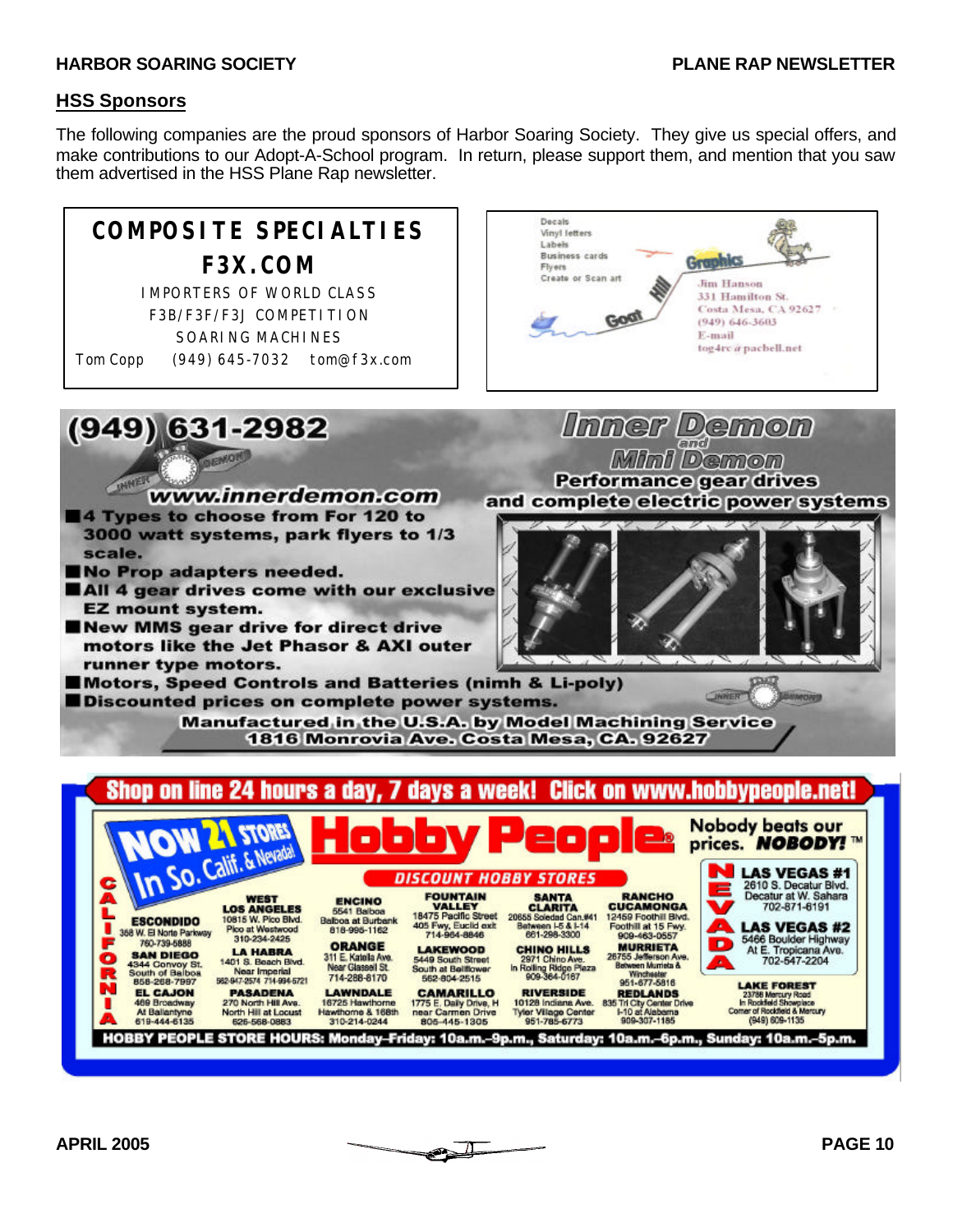## HSS Sponsors

The following companies are the proud sponsors of Harbor Soaring Society. They give us special offers, and make contributions to our Adopt-A-School program. In return, please support them, and mention that you saw them advertised in the HSS Plane Rap newsletter.

**COMPOSITE SPECIALTIES**

**F3X.COM**

IMPORTERS OF WORLD CLASS
F3B/F3F/F3J COMPETITION
SOARING MACHINES

Tom Copp (949) 645-7032 tom@f3x.com

---

Decals
Vinyl letters
Labels
Business cards
Flyers
Create or Scan art

Hill Goat Graphics

Jim Hanson
331 Hamilton St.
Costa Mesa, CA 92627
(949) 646-3603
E-mail
tog4rc@pacbell.net

---

**(949) 631-2982**

**Inner Demon and Mini Demon**

**Performance gear drives and complete electric power systems**

**www.innerdemon.com**

- 4 Types to choose from For 120 to 3000 watt systems, park flyers to 1/3 scale.
- No Prop adapters needed.
- All 4 gear drives come with our exclusive EZ mount system.
- New MMS gear drive for direct drive motors like the Jet Phasor & AXI outer runner type motors.
- Motors, Speed Controls and Batteries (nimh & Li-poly)
- Discounted prices on complete power systems.

Manufactured in the U.S.A. by Model Machining Service
1816 Monrovia Ave. Costa Mesa, CA. 92627

---

**Shop on line 24 hours a day, 7 days a week! Click on www.hobbypeople.net!**

**NOW 21 STORES In So. Calif. & Nevada!**

**Hobby People®** — DISCOUNT HOBBY STORES

Nobody beats our prices. **NOBODY!**™

**CALIFORNIA**

**ESCONDIDO** 368 W. El Norte Parkway 760-739-5888

**SAN DIEGO** 4344 Convoy St. South of Balboa 858-268-7997

**EL CAJON** 469 Broadway At Ballantyne 619-444-6135

**WEST LOS ANGELES** 10815 W. Pico Blvd. Pico at Westwood 310-234-2425

**LA HABRA** 1401 S. Beach Blvd. Near Imperial 562-947-2574 714-994-5721

**PASADENA** 270 North Hill Ave. North Hill at Locust 626-568-0883

**ENCINO** 5541 Balboa Balboa at Burbank 818-995-1162

**ORANGE** 311 E. Katella Ave. Near Glassell St. 714-288-8170

**LAWNDALE** 16725 Hawthorne Hawthorne & 168th 310-214-0244

**FOUNTAIN VALLEY** 18475 Pacific Street 405 Fwy, Euclid exit 714-964-8846

**LAKEWOOD** 5449 South Street South at Bellflower 562-804-2515

**CAMARILLO** 1775 E. Daily Drive, H near Carmen Drive 805-445-1305

**SANTA CLARITA** 20655 Soledad Can.#41 Between I-5 & I-14 661-298-3300

**CHINO HILLS** 2971 Chino Ave. In Rolling Ridge Plaza 909-364-0167

**RIVERSIDE** 10128 Indiana Ave. Tyler Village Center 951-785-6773

**RANCHO CUCAMONGA** 12459 Foothill Blvd. Foothill at 15 Fwy. 909-463-0557

**MURRIETA** 26755 Jefferson Ave. Between Murrieta & Winchester 951-677-5816

**REDLANDS** 835 Tri City Center Drive I-10 at Alabama 909-307-1185

**LAKE FOREST** 23786 Mercury Road In Rockfield Showplace Corner of Rockfield & Mercury (949) 609-1135

**NEVADA**

**LAS VEGAS #1** 2610 S. Decatur Blvd. Decatur at W. Sahara 702-871-6191

**LAS VEGAS #2** 5466 Boulder Highway At E. Tropicana Ave. 702-547-2204

**HOBBY PEOPLE STORE HOURS: Monday–Friday: 10a.m.–9p.m., Saturday: 10a.m.–6p.m., Sunday: 10a.m.–5p.m.**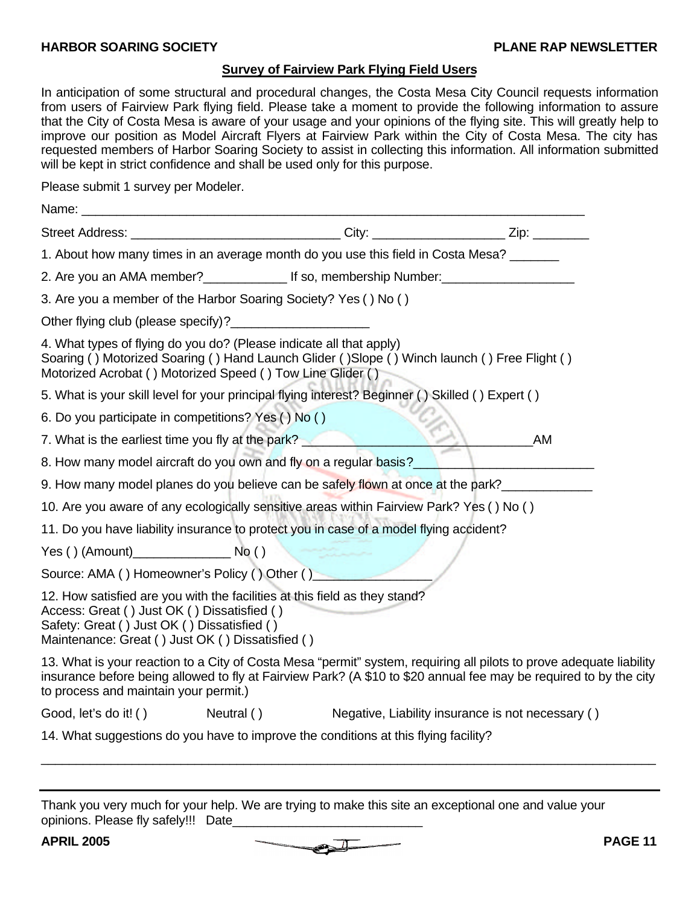## Survey of Fairview Park Flying Field Users

In anticipation of some structural and procedural changes, the Costa Mesa City Council requests information from users of Fairview Park flying field. Please take a moment to provide the following information to assure that the City of Costa Mesa is aware of your usage and your opinions of the flying site. This will greatly help to improve our position as Model Aircraft Flyers at Fairview Park within the City of Costa Mesa. The city has requested members of Harbor Soaring Society to assist in collecting this information. All information submitted will be kept in strict confidence and shall be used only for this purpose.

Please submit 1 survey per Modeler.

Name: ___________________________________________________________________________

Street Address: ______________________________ City: ___________________ Zip: ________

1. About how many times in an average month do you use this field in Costa Mesa? _______

2. Are you an AMA member?____________ If so, membership Number:___________________

3. Are you a member of the Harbor Soaring Society? Yes ( ) No ( )

Other flying club (please specify)?____________________

4. What types of flying do you do? (Please indicate all that apply)
Soaring ( ) Motorized Soaring ( ) Hand Launch Glider ( )Slope ( ) Winch launch ( ) Free Flight ( )
Motorized Acrobat ( ) Motorized Speed ( ) Tow Line Glider ( )

5. What is your skill level for your principal flying interest? Beginner ( ) Skilled ( ) Expert ( )

6. Do you participate in competitions? Yes ( ) No ( )

7. What is the earliest time you fly at the park? __________________________________AM

8. How many model aircraft do you own and fly on a regular basis?__________________________

9. How many model planes do you believe can be safely flown at once at the park?_____________

10. Are you aware of any ecologically sensitive areas within Fairview Park? Yes ( ) No ( )

11. Do you have liability insurance to protect you in case of a model flying accident?

Yes ( ) (Amount)______________ No ( )

Source: AMA ( ) Homeowner's Policy ( ) Other ( )_________________

12. How satisfied are you with the facilities at this field as they stand?
Access: Great ( ) Just OK ( ) Dissatisfied ( )
Safety: Great ( ) Just OK ( ) Dissatisfied ( )
Maintenance: Great ( ) Just OK ( ) Dissatisfied ( )

13. What is your reaction to a City of Costa Mesa "permit" system, requiring all pilots to prove adequate liability insurance before being allowed to fly at Fairview Park? (A $10 to $20 annual fee may be required to by the city to process and maintain your permit.)

Good, let's do it! ( )      Neutral ( )      Negative, Liability insurance is not necessary ( )

14. What suggestions do you have to improve the conditions at this flying facility?

_____________________________________________________________________________________

---

Thank you very much for your help. We are trying to make this site an exceptional one and value your opinions. Please fly safely!!! Date___________________________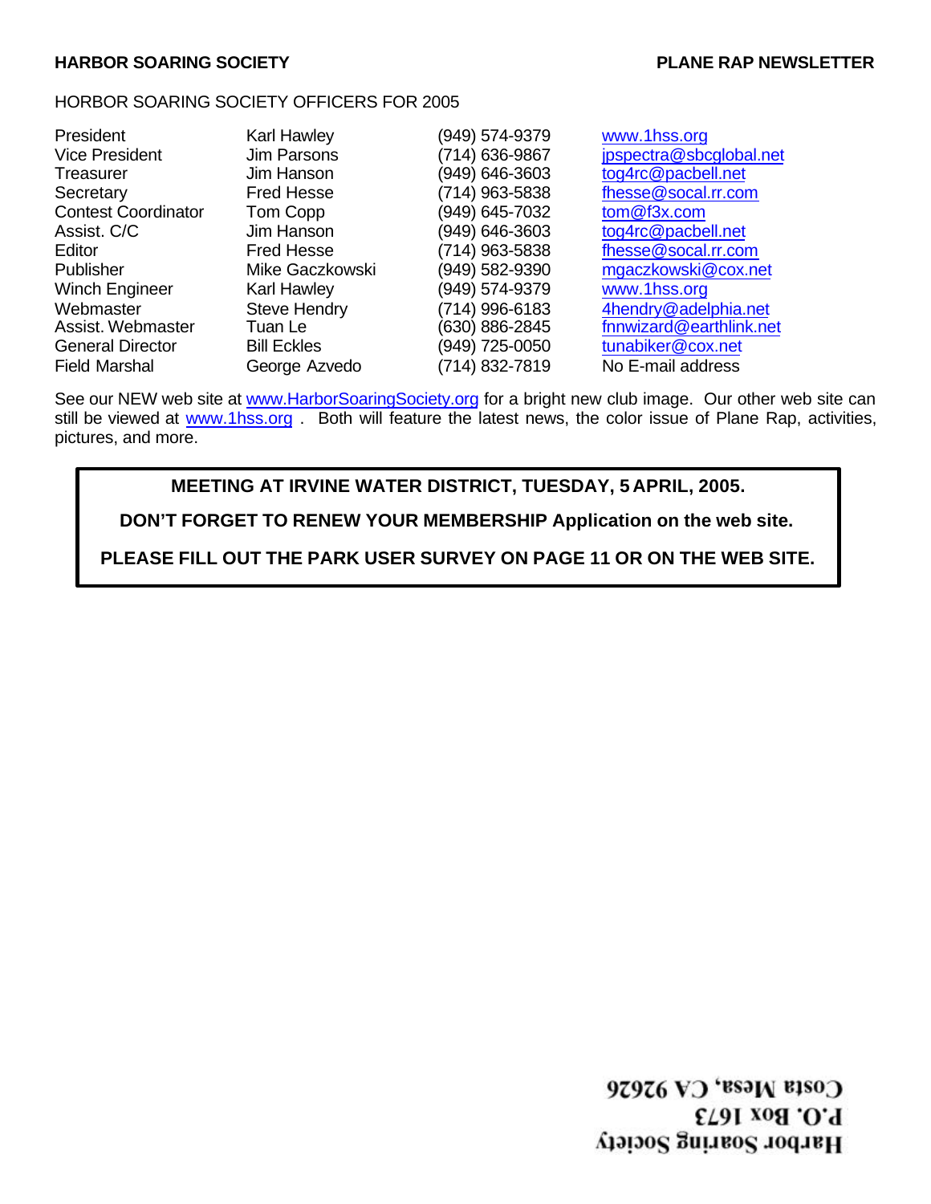**HARBOR SOARING SOCIETY** **PLANE RAP NEWSLETTER**

HORBOR SOARING SOCIETY OFFICERS FOR 2005

| | | | |
|---|---|---|---|
| President | Karl Hawley | (949) 574-9379 | www.1hss.org |
| Vice President | Jim Parsons | (714) 636-9867 | jpspectra@sbcglobal.net |
| Treasurer | Jim Hanson | (949) 646-3603 | tog4rc@pacbell.net |
| Secretary | Fred Hesse | (714) 963-5838 | fhesse@socal.rr.com |
| Contest Coordinator | Tom Copp | (949) 645-7032 | tom@f3x.com |
| Assist. C/C | Jim Hanson | (949) 646-3603 | tog4rc@pacbell.net |
| Editor | Fred Hesse | (714) 963-5838 | fhesse@socal.rr.com |
| Publisher | Mike Gaczkowski | (949) 582-9390 | mgaczkowski@cox.net |
| Winch Engineer | Karl Hawley | (949) 574-9379 | www.1hss.org |
| Webmaster | Steve Hendry | (714) 996-6183 | 4hendry@adelphia.net |
| Assist. Webmaster | Tuan Le | (630) 886-2845 | fnnwizard@earthlink.net |
| General Director | Bill Eckles | (949) 725-0050 | tunabiker@cox.net |
| Field Marshal | George Azvedo | (714) 832-7819 | No E-mail address |

See our NEW web site at www.HarborSoaringSociety.org for a bright new club image. Our other web site can still be viewed at www.1hss.org . Both will feature the latest news, the color issue of Plane Rap, activities, pictures, and more.

**MEETING AT IRVINE WATER DISTRICT, TUESDAY, 5 APRIL, 2005.**

**DON'T FORGET TO RENEW YOUR MEMBERSHIP Application on the web site.**

**PLEASE FILL OUT THE PARK USER SURVEY ON PAGE 11 OR ON THE WEB SITE.**

**Harbor Soaring Society**
**P.O. Box 1673**
**Costa Mesa, CA 92626**